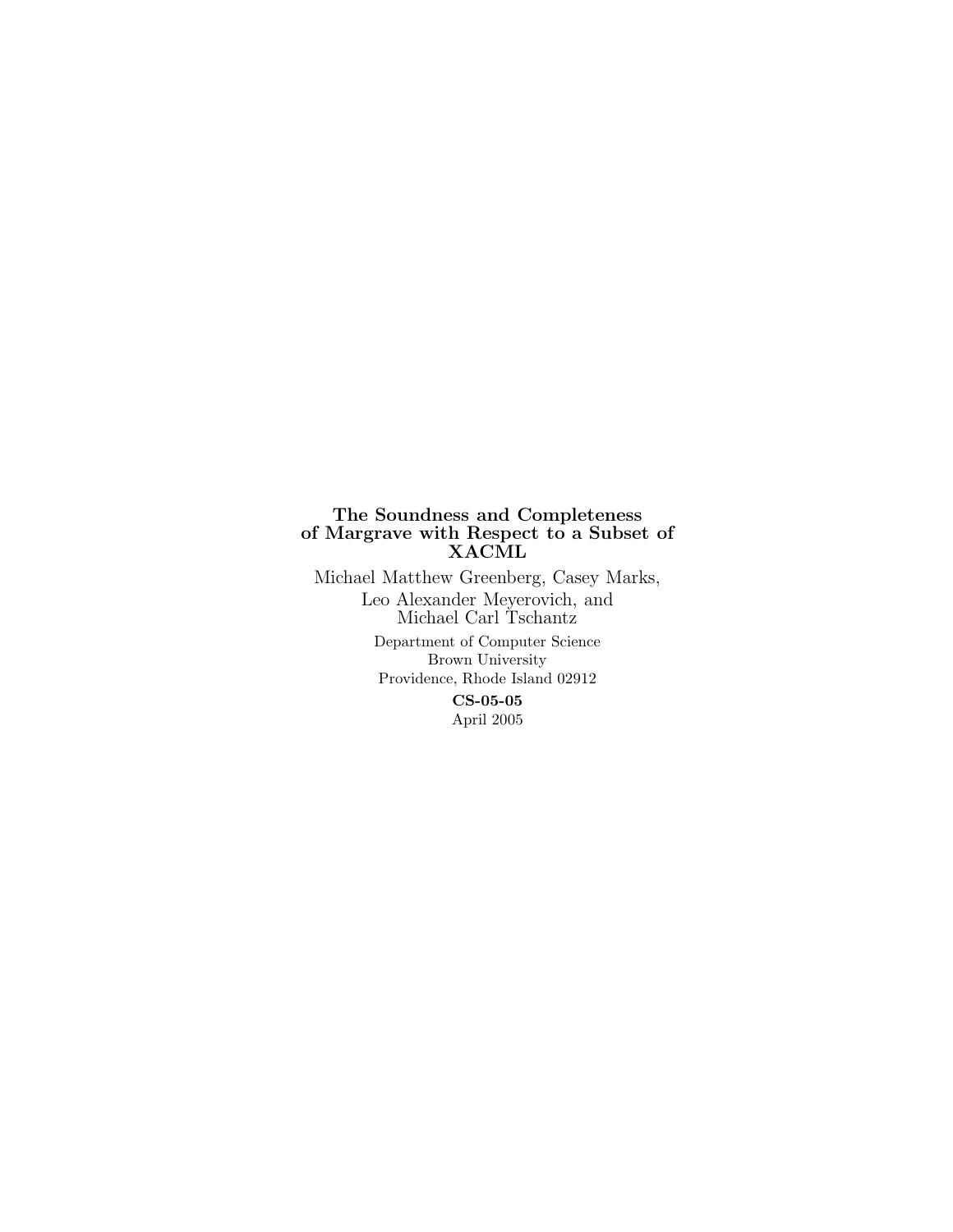# The Soundness and Completeness of Margrave with Respect to a Subset of XACML

Michael Matthew Greenberg, Casey Marks,
Leo Alexander Meyerovich, and
Michael Carl Tschantz

Department of Computer Science
Brown University
Providence, Rhode Island 02912

**CS-05-05**

April 2005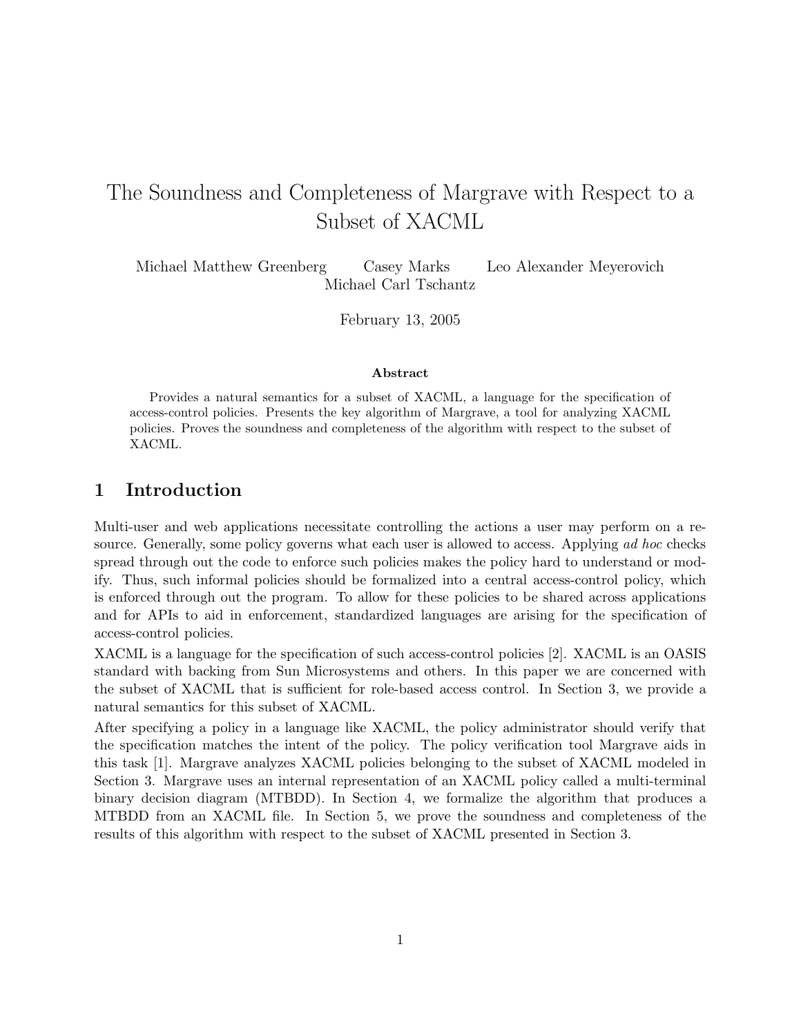# The Soundness and Completeness of Margrave with Respect to a Subset of XACML

Michael Matthew Greenberg Casey Marks Leo Alexander Meyerovich
Michael Carl Tschantz

February 13, 2005

**Abstract**

Provides a natural semantics for a subset of XACML, a language for the specification of access-control policies. Presents the key algorithm of Margrave, a tool for analyzing XACML policies. Proves the soundness and completeness of the algorithm with respect to the subset of XACML.

## 1 Introduction

Multi-user and web applications necessitate controlling the actions a user may perform on a resource. Generally, some policy governs what each user is allowed to access. Applying *ad hoc* checks spread through out the code to enforce such policies makes the policy hard to understand or modify. Thus, such informal policies should be formalized into a central access-control policy, which is enforced through out the program. To allow for these policies to be shared across applications and for APIs to aid in enforcement, standardized languages are arising for the specification of access-control policies.

XACML is a language for the specification of such access-control policies [2]. XACML is an OASIS standard with backing from Sun Microsystems and others. In this paper we are concerned with the subset of XACML that is sufficient for role-based access control. In Section 3, we provide a natural semantics for this subset of XACML.

After specifying a policy in a language like XACML, the policy administrator should verify that the specification matches the intent of the policy. The policy verification tool Margrave aids in this task [1]. Margrave analyzes XACML policies belonging to the subset of XACML modeled in Section 3. Margrave uses an internal representation of an XACML policy called a multi-terminal binary decision diagram (MTBDD). In Section 4, we formalize the algorithm that produces a MTBDD from an XACML file. In Section 5, we prove the soundness and completeness of the results of this algorithm with respect to the subset of XACML presented in Section 3.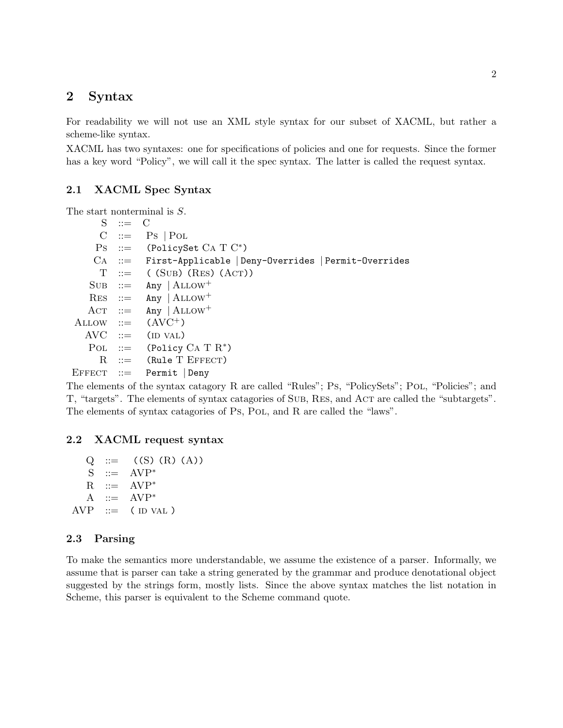## 2 Syntax

For readability we will not use an XML style syntax for our subset of XACML, but rather a scheme-like syntax.

XACML has two syntaxes: one for specifications of policies and one for requests. Since the former has a key word "Policy", we will call it the spec syntax. The latter is called the request syntax.

### 2.1 XACML Spec Syntax

The start nonterminal is $S$.

```
     S  ::=  C
     C  ::=  Ps | Pol
    Ps  ::=  (PolicySet Ca T C*)
    Ca  ::=  First-Applicable | Deny-Overrides | Permit-Overrides
     T  ::=  ( (Sub) (Res) (Act))
   Sub  ::=  Any | Allow+
   Res  ::=  Any | Allow+
   Act  ::=  Any | Allow+
 Allow  ::=  (AVC+)
   AVC  ::=  (id val)
   Pol  ::=  (Policy Ca T R*)
     R  ::=  (Rule T Effect)
Effect  ::=  Permit | Deny
```

The elements of the syntax catagory R are called "Rules"; Ps, "PolicySets"; Pol, "Policies"; and T, "targets". The elements of syntax catagories of Sub, Res, and Act are called the "subtargets". The elements of syntax catagories of Ps, Pol, and R are called the "laws".

### 2.2 XACML request syntax

```
  Q  ::=  ((S) (R) (A))
  S  ::=  AVP*
  R  ::=  AVP*
  A  ::=  AVP*
AVP  ::=  ( id val )
```

### 2.3 Parsing

To make the semantics more understandable, we assume the existence of a parser. Informally, we assume that is parser can take a string generated by the grammar and produce denotational object suggested by the strings form, mostly lists. Since the above syntax matches the list notation in Scheme, this parser is equivalent to the Scheme command quote.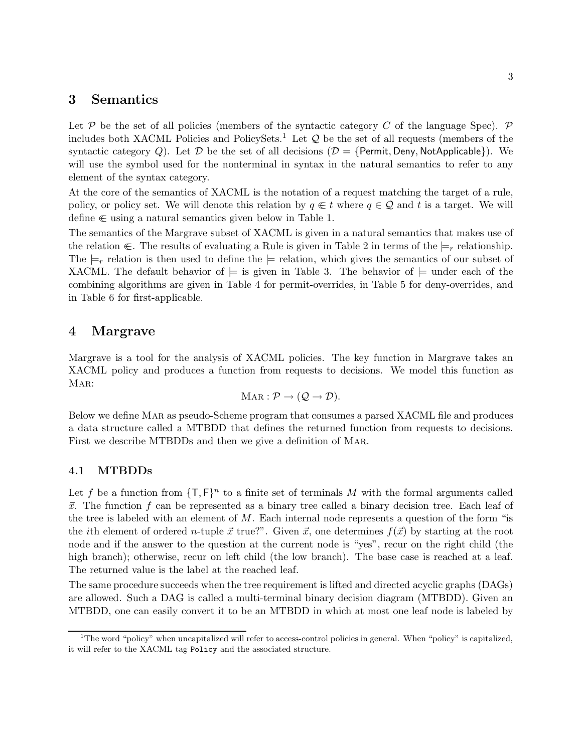## 3 Semantics

Let $\mathcal{P}$ be the set of all policies (members of the syntactic category $C$ of the language Spec). $\mathcal{P}$ includes both XACML Policies and PolicySets.[1] Let $\mathcal{Q}$ be the set of all requests (members of the syntactic category $Q$). Let $\mathcal{D}$ be the set of all decisions ($\mathcal{D} = \{\mathsf{Permit}, \mathsf{Deny}, \mathsf{NotApplicable}\}$). We will use the symbol used for the nonterminal in syntax in the natural semantics to refer to any element of the syntax category.

At the core of the semantics of XACML is the notation of a request matching the target of a rule, policy, or policy set. We will denote this relation by $q \Subset t$ where $q \in \mathcal{Q}$ and $t$ is a target. We will define $\Subset$ using a natural semantics given below in Table 1.

The semantics of the Margrave subset of XACML is given in a natural semantics that makes use of the relation $\Subset$. The results of evaluating a Rule is given in Table 2 in terms of the $\models_r$ relationship. The $\models_r$ relation is then used to define the $\models$ relation, which gives the semantics of our subset of XACML. The default behavior of $\models$ is given in Table 3. The behavior of $\models$ under each of the combining algorithms are given in Table 4 for permit-overrides, in Table 5 for deny-overrides, and in Table 6 for first-applicable.

## 4 Margrave

Margrave is a tool for the analysis of XACML policies. The key function in Margrave takes an XACML policy and produces a function from requests to decisions. We model this function as Mar:

$$\text{MAR} : \mathcal{P} \to (\mathcal{Q} \to \mathcal{D}).$$

Below we define Mar as pseudo-Scheme program that consumes a parsed XACML file and produces a data structure called a MTBDD that defines the returned function from requests to decisions. First we describe MTBDDs and then we give a definition of Mar.

### 4.1 MTBDDs

Let $f$ be a function from $\{\mathsf{T}, \mathsf{F}\}^n$ to a finite set of terminals $M$ with the formal arguments called $\vec{x}$. The function $f$ can be represented as a binary tree called a binary decision tree. Each leaf of the tree is labeled with an element of $M$. Each internal node represents a question of the form "is the $i$th element of ordered $n$-tuple $\vec{x}$ true?". Given $\vec{x}$, one determines $f(\vec{x})$ by starting at the root node and if the answer to the question at the current node is "yes", recur on the right child (the high branch); otherwise, recur on left child (the low branch). The base case is reached at a leaf. The returned value is the label at the reached leaf.

The same procedure succeeds when the tree requirement is lifted and directed acyclic graphs (DAGs) are allowed. Such a DAG is called a multi-terminal binary decision diagram (MTBDD). Given an MTBDD, one can easily convert it to be an MTBDD in which at most one leaf node is labeled by

[1] The word "policy" when uncapitalized will refer to access-control policies in general. When "policy" is capitalized, it will refer to the XACML tag `Policy` and the associated structure.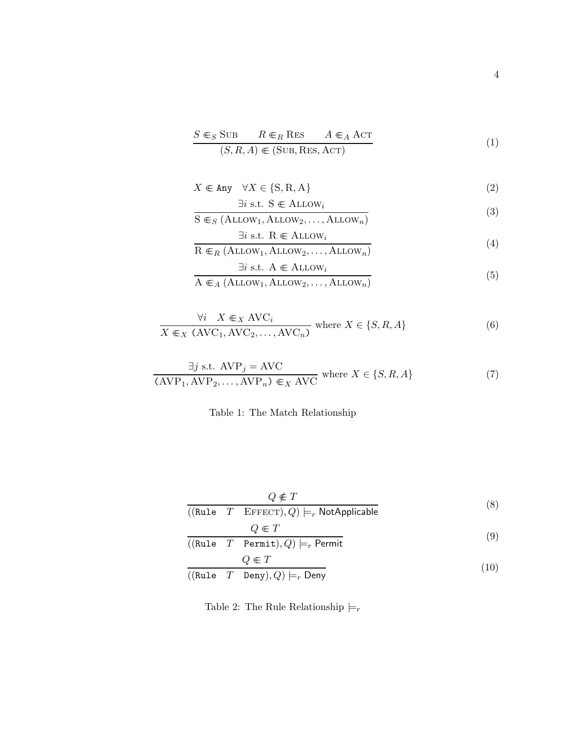$$\frac{S \Subset_S \textsc{Sub} \qquad R \Subset_R \textsc{Res} \qquad A \Subset_A \textsc{Act}}{(S,R,A) \Subset (\textsc{Sub},\textsc{Res},\textsc{Act})} \tag{1}$$

$$X \Subset \texttt{Any} \quad \forall X \in \{\mathrm{S},\mathrm{R},\mathrm{A}\} \tag{2}$$

$$\frac{\exists i \text{ s.t. } \mathrm{S} \Subset \textsc{Allow}_i}{\mathrm{S} \Subset_S (\textsc{Allow}_1, \textsc{Allow}_2, \ldots, \textsc{Allow}_n)} \tag{3}$$

$$\frac{\exists i \text{ s.t. } \mathrm{R} \Subset \textsc{Allow}_i}{\mathrm{R} \Subset_R (\textsc{Allow}_1, \textsc{Allow}_2, \ldots, \textsc{Allow}_n)} \tag{4}$$

$$\frac{\exists i \text{ s.t. } \mathrm{A} \Subset \textsc{Allow}_i}{\mathrm{A} \Subset_A (\textsc{Allow}_1, \textsc{Allow}_2, \ldots, \textsc{Allow}_n)} \tag{5}$$

$$\frac{\forall i \quad X \Subset_X \mathrm{AVC}_i}{X \Subset_X \texttt{(}\mathrm{AVC}_1, \mathrm{AVC}_2, \ldots, \mathrm{AVC}_n\texttt{)}} \text{ where } X \in \{S,R,A\} \tag{6}$$

$$\frac{\exists j \text{ s.t. } \mathrm{AVP}_j = \mathrm{AVC}}{\texttt{(}\mathrm{AVP}_1, \mathrm{AVP}_2, \ldots, \mathrm{AVP}_n\texttt{)} \Subset_X \mathrm{AVC}} \text{ where } X \in \{S,R,A\} \tag{7}$$

Table 1: The Match Relationship

$$\frac{Q \not\Subset T}{((\texttt{Rule} \quad T \quad \textsc{Effect}), Q) \models_r \textsf{NotApplicable}} \tag{8}$$

$$\frac{Q \Subset T}{((\texttt{Rule} \quad T \quad \texttt{Permit}), Q) \models_r \textsf{Permit}} \tag{9}$$

$$\frac{Q \Subset T}{((\texttt{Rule} \quad T \quad \texttt{Deny}), Q) \models_r \textsf{Deny}} \tag{10}$$

Table 2: The Rule Relationship $\models_r$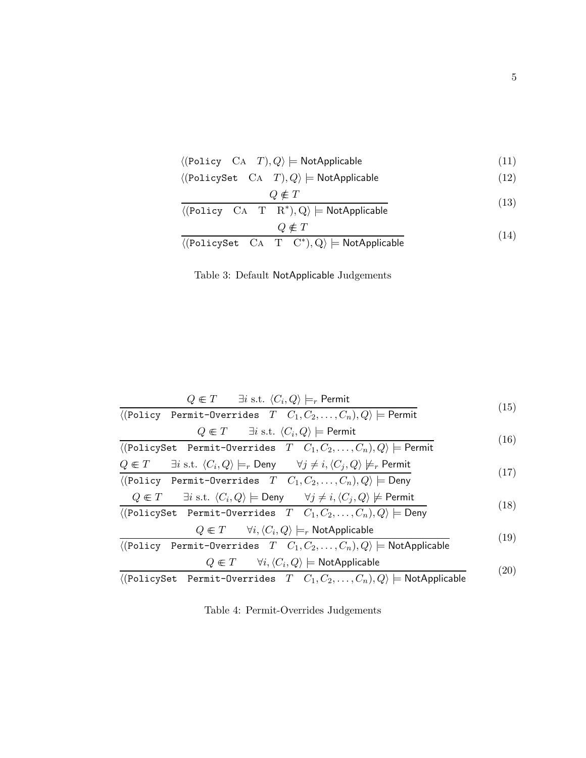$$\langle(\texttt{Policy} \quad \text{CA} \quad T), Q\rangle \models \textsf{NotApplicable} \tag{11}$$

$$\langle(\texttt{PolicySet} \quad \text{CA} \quad T), Q\rangle \models \textsf{NotApplicable} \tag{12}$$

$$\frac{Q \notin T}{\langle(\texttt{Policy} \quad \text{CA} \quad \text{T} \quad \text{R}^*), \text{Q}\rangle \models \textsf{NotApplicable}} \tag{13}$$

$$\frac{Q \notin T}{\langle(\texttt{PolicySet} \quad \text{CA} \quad \text{T} \quad \text{C}^*), \text{Q}\rangle \models \textsf{NotApplicable}} \tag{14}$$

Table 3: Default NotApplicable Judgements

$$\frac{Q \in T \qquad \exists i \text{ s.t. } \langle C_i, Q\rangle \models_r \textsf{Permit}}{\langle(\texttt{Policy} \quad \texttt{Permit-Overrides} \quad T \quad C_1, C_2, \ldots, C_n), Q\rangle \models \textsf{Permit}} \tag{15}$$

$$\frac{Q \in T \qquad \exists i \text{ s.t. } \langle C_i, Q\rangle \models \textsf{Permit}}{\langle(\texttt{PolicySet} \quad \texttt{Permit-Overrides} \quad T \quad C_1, C_2, \ldots, C_n), Q\rangle \models \textsf{Permit}} \tag{16}$$

$$\frac{Q \in T \qquad \exists i \text{ s.t. } \langle C_i, Q\rangle \models_r \textsf{Deny} \qquad \forall j \neq i, \langle C_j, Q\rangle \not\models_r \textsf{Permit}}{\langle(\texttt{Policy} \quad \texttt{Permit-Overrides} \quad T \quad C_1, C_2, \ldots, C_n), Q\rangle \models \textsf{Deny}} \tag{17}$$

$$\frac{Q \in T \qquad \exists i \text{ s.t. } \langle C_i, Q\rangle \models \textsf{Deny} \qquad \forall j \neq i, \langle C_j, Q\rangle \not\models \textsf{Permit}}{\langle(\texttt{PolicySet} \quad \texttt{Permit-Overrides} \quad T \quad C_1, C_2, \ldots, C_n), Q\rangle \models \textsf{Deny}} \tag{18}$$

$$\frac{Q \in T \qquad \forall i, \langle C_i, Q\rangle \models_r \textsf{NotApplicable}}{\langle(\texttt{Policy} \quad \texttt{Permit-Overrides} \quad T \quad C_1, C_2, \ldots, C_n), Q\rangle \models \textsf{NotApplicable}} \tag{19}$$

$$\frac{Q \in T \qquad \forall i, \langle C_i, Q\rangle \models \textsf{NotApplicable}}{\langle(\texttt{PolicySet} \quad \texttt{Permit-Overrides} \quad T \quad C_1, C_2, \ldots, C_n), Q\rangle \models \textsf{NotApplicable}} \tag{20}$$

Table 4: Permit-Overrides Judgements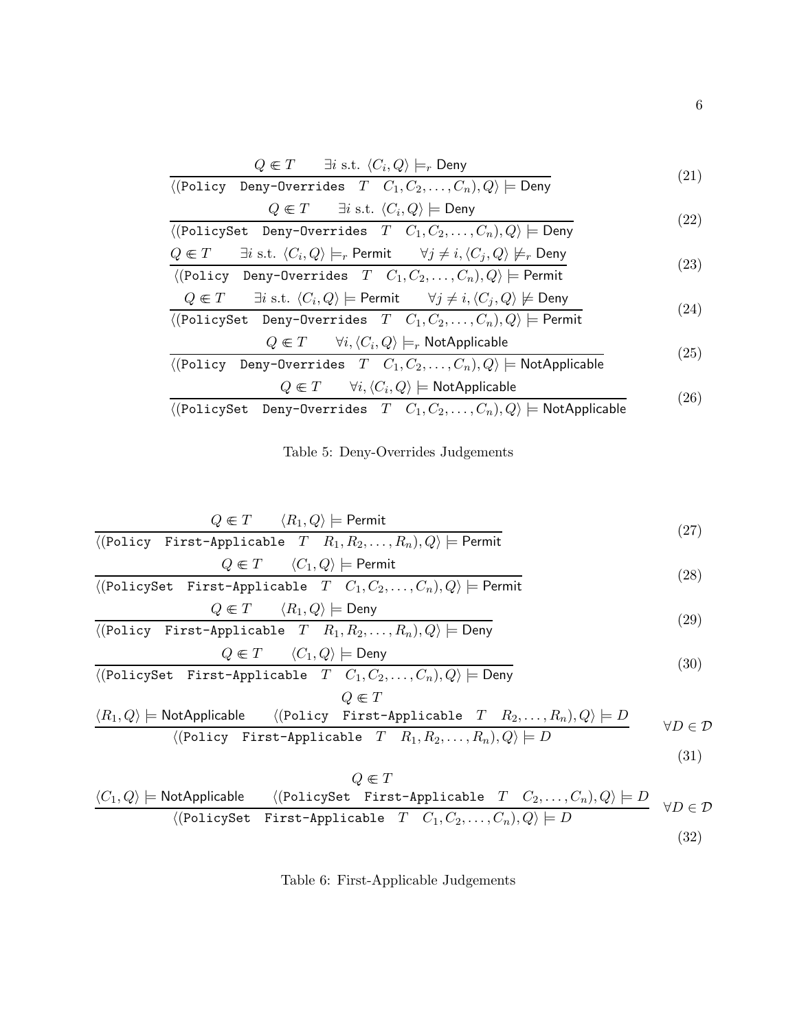$$\frac{Q \Subset T \qquad \exists i \text{ s.t. } \langle C_i, Q\rangle \models_r \mathsf{Deny}}{\langle (\texttt{Policy} \quad \texttt{Deny-Overrides} \quad T \quad C_1, C_2, \ldots, C_n), Q\rangle \models \mathsf{Deny}} \tag{21}$$

$$\frac{Q \Subset T \qquad \exists i \text{ s.t. } \langle C_i, Q\rangle \models \mathsf{Deny}}{\langle (\texttt{PolicySet} \quad \texttt{Deny-Overrides} \quad T \quad C_1, C_2, \ldots, C_n), Q\rangle \models \mathsf{Deny}} \tag{22}$$

$$\frac{Q \Subset T \qquad \exists i \text{ s.t. } \langle C_i, Q\rangle \models_r \mathsf{Permit} \qquad \forall j \neq i, \langle C_j, Q\rangle \not\models_r \mathsf{Deny}}{\langle (\texttt{Policy} \quad \texttt{Deny-Overrides} \quad T \quad C_1, C_2, \ldots, C_n), Q\rangle \models \mathsf{Permit}} \tag{23}$$

$$\frac{Q \Subset T \qquad \exists i \text{ s.t. } \langle C_i, Q\rangle \models \mathsf{Permit} \qquad \forall j \neq i, \langle C_j, Q\rangle \not\models \mathsf{Deny}}{\langle (\texttt{PolicySet} \quad \texttt{Deny-Overrides} \quad T \quad C_1, C_2, \ldots, C_n), Q\rangle \models \mathsf{Permit}} \tag{24}$$

$$\frac{Q \Subset T \qquad \forall i, \langle C_i, Q\rangle \models_r \mathsf{NotApplicable}}{\langle (\texttt{Policy} \quad \texttt{Deny-Overrides} \quad T \quad C_1, C_2, \ldots, C_n), Q\rangle \models \mathsf{NotApplicable}} \tag{25}$$

$$\frac{Q \Subset T \qquad \forall i, \langle C_i, Q\rangle \models \mathsf{NotApplicable}}{\langle (\texttt{PolicySet} \quad \texttt{Deny-Overrides} \quad T \quad C_1, C_2, \ldots, C_n), Q\rangle \models \mathsf{NotApplicable}} \tag{26}$$

Table 5: Deny-Overrides Judgements

$$\frac{Q \Subset T \qquad \langle R_1, Q\rangle \models \mathsf{Permit}}{\langle (\texttt{Policy} \quad \texttt{First-Applicable} \quad T \quad R_1, R_2, \ldots, R_n), Q\rangle \models \mathsf{Permit}} \tag{27}$$

$$\frac{Q \Subset T \qquad \langle C_1, Q\rangle \models \mathsf{Permit}}{\langle (\texttt{PolicySet} \quad \texttt{First-Applicable} \quad T \quad C_1, C_2, \ldots, C_n), Q\rangle \models \mathsf{Permit}} \tag{28}$$

$$\frac{Q \Subset T \qquad \langle R_1, Q\rangle \models \mathsf{Deny}}{\langle (\texttt{Policy} \quad \texttt{First-Applicable} \quad T \quad R_1, R_2, \ldots, R_n), Q\rangle \models \mathsf{Deny}} \tag{29}$$

$$\frac{Q \Subset T \qquad \langle C_1, Q\rangle \models \mathsf{Deny}}{\langle (\texttt{PolicySet} \quad \texttt{First-Applicable} \quad T \quad C_1, C_2, \ldots, C_n), Q\rangle \models \mathsf{Deny}} \tag{30}$$

$$\frac{\begin{array}{c} Q \Subset T \\ \langle R_1, Q\rangle \models \mathsf{NotApplicable} \qquad \langle (\texttt{Policy} \quad \texttt{First-Applicable} \quad T \quad R_2, \ldots, R_n), Q\rangle \models D \end{array}}{\langle (\texttt{Policy} \quad \texttt{First-Applicable} \quad T \quad R_1, R_2, \ldots, R_n), Q\rangle \models D} \quad \forall D \in \mathcal{D} \tag{31}$$

$$\frac{\begin{array}{c} Q \Subset T \\ \langle C_1, Q\rangle \models \mathsf{NotApplicable} \qquad \langle (\texttt{PolicySet} \quad \texttt{First-Applicable} \quad T \quad C_2, \ldots, C_n), Q\rangle \models D \end{array}}{\langle (\texttt{PolicySet} \quad \texttt{First-Applicable} \quad T \quad C_1, C_2, \ldots, C_n), Q\rangle \models D} \quad \forall D \in \mathcal{D} \tag{32}$$

Table 6: First-Applicable Judgements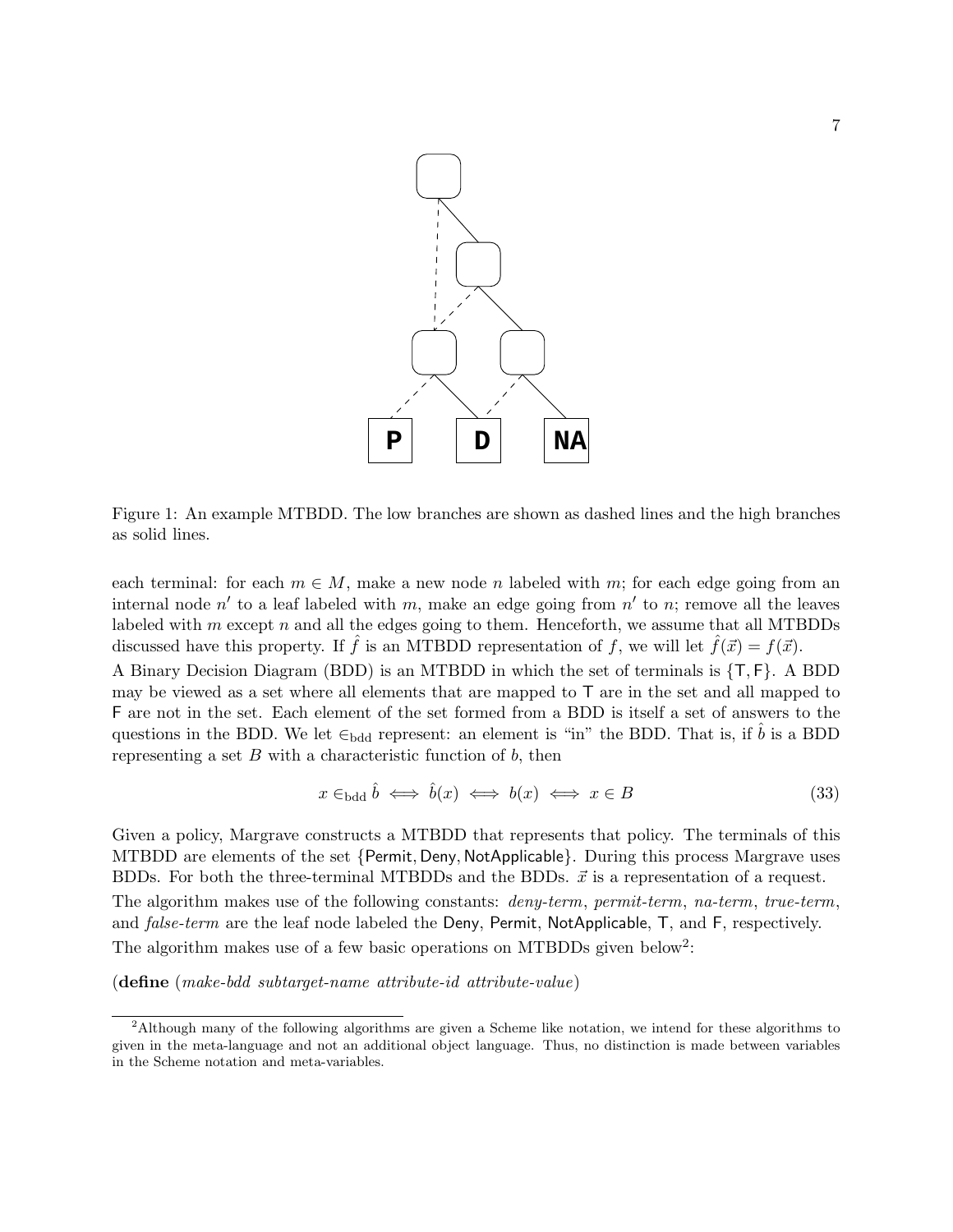Figure 1: An example MTBDD. The low branches are shown as dashed lines and the high branches as solid lines.

each terminal: for each $m \in M$, make a new node $n$ labeled with $m$; for each edge going from an internal node $n'$ to a leaf labeled with $m$, make an edge going from $n'$ to $n$; remove all the leaves labeled with $m$ except $n$ and all the edges going to them. Henceforth, we assume that all MTBDDs discussed have this property. If $\hat{f}$ is an MTBDD representation of $f$, we will let $\hat{f}(\vec{x}) = f(\vec{x})$.

A Binary Decision Diagram (BDD) is an MTBDD in which the set of terminals is $\{\mathsf{T}, \mathsf{F}\}$. A BDD may be viewed as a set where all elements that are mapped to T are in the set and all mapped to F are not in the set. Each element of the set formed from a BDD is itself a set of answers to the questions in the BDD. We let $\in_{\text{bdd}}$ represent: an element is "in" the BDD. That is, if $\hat{b}$ is a BDD representing a set $B$ with a characteristic function of $b$, then

$$x \in_{\text{bdd}} \hat{b} \iff \hat{b}(x) \iff b(x) \iff x \in B \tag{33}$$

Given a policy, Margrave constructs a MTBDD that represents that policy. The terminals of this MTBDD are elements of the set $\{\mathsf{Permit}, \mathsf{Deny}, \mathsf{NotApplicable}\}$. During this process Margrave uses BDDs. For both the three-terminal MTBDDs and the BDDs. $\vec{x}$ is a representation of a request.

The algorithm makes use of the following constants: *deny-term*, *permit-term*, *na-term*, *true-term*, and *false-term* are the leaf node labeled the Deny, Permit, NotApplicable, T, and F, respectively.

The algorithm makes use of a few basic operations on MTBDDs given below[2]:

(**define** (*make-bdd subtarget-name attribute-id attribute-value*)

[2]Although many of the following algorithms are given a Scheme like notation, we intend for these algorithms to given in the meta-language and not an additional object language. Thus, no distinction is made between variables in the Scheme notation and meta-variables.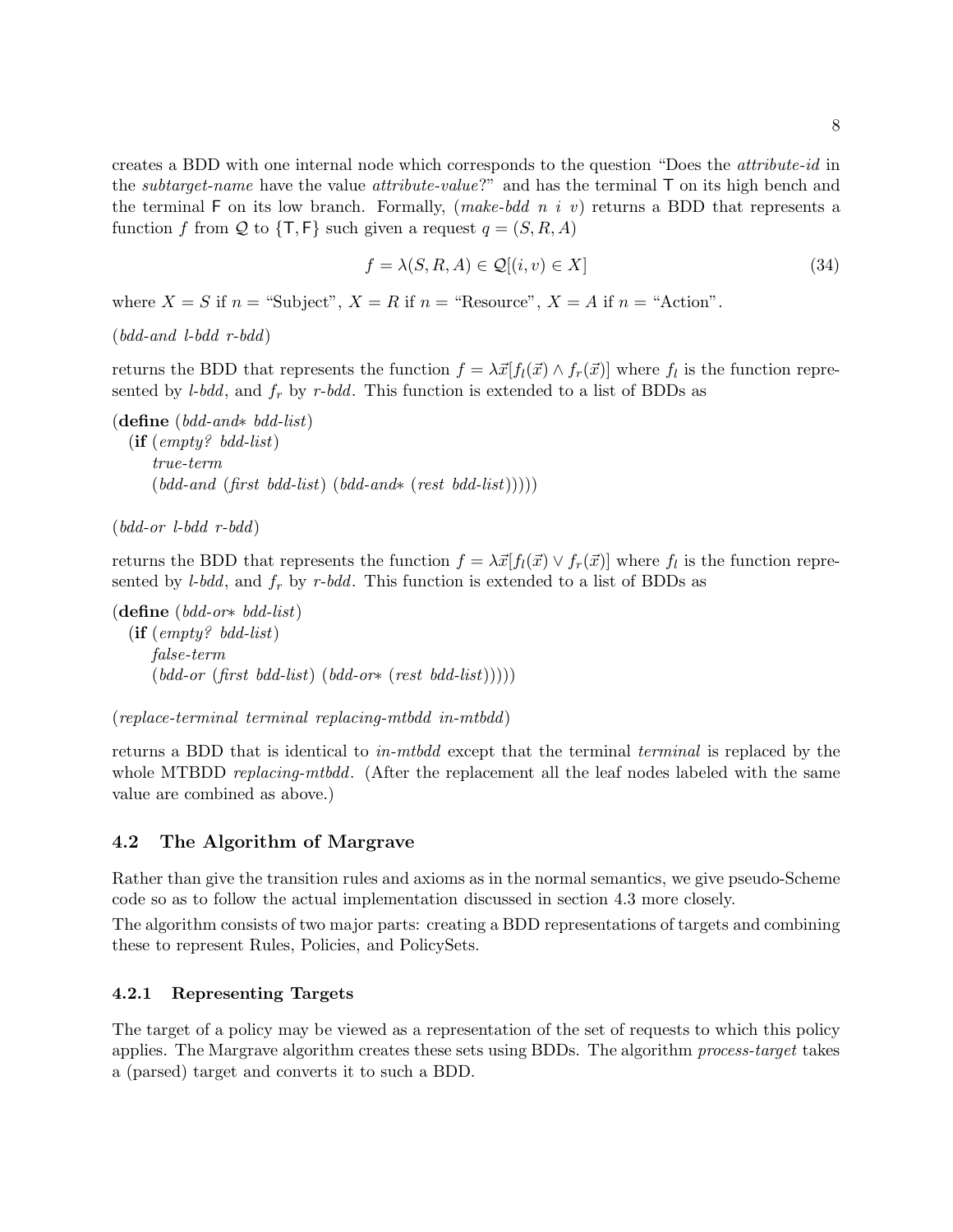creates a BDD with one internal node which corresponds to the question "Does the *attribute-id* in the *subtarget-name* have the value *attribute-value*?" and has the terminal T on its high bench and the terminal F on its low branch. Formally, (*make-bdd n i v*) returns a BDD that represents a function $f$ from $\mathcal{Q}$ to $\{\mathsf{T}, \mathsf{F}\}$ such given a request $q = (S, R, A)$

$$f = \lambda(S, R, A) \in \mathcal{Q}[(i, v) \in X] \tag{34}$$

where $X = S$ if $n =$ "Subject", $X = R$ if $n =$ "Resource", $X = A$ if $n =$ "Action".

(*bdd-and l-bdd r-bdd*)

returns the BDD that represents the function $f = \lambda\vec{x}[f_l(\vec{x}) \wedge f_r(\vec{x})]$ where $f_l$ is the function represented by *l-bdd*, and $f_r$ by *r-bdd*. This function is extended to a list of BDDs as

```
(define (bdd-and* bdd-list)
  (if (empty? bdd-list)
      true-term
      (bdd-and (first bdd-list) (bdd-and* (rest bdd-list)))))
```

(*bdd-or l-bdd r-bdd*)

returns the BDD that represents the function $f = \lambda\vec{x}[f_l(\vec{x}) \vee f_r(\vec{x})]$ where $f_l$ is the function represented by *l-bdd*, and $f_r$ by *r-bdd*. This function is extended to a list of BDDs as

```
(define (bdd-or* bdd-list)
  (if (empty? bdd-list)
      false-term
      (bdd-or (first bdd-list) (bdd-or* (rest bdd-list)))))
```

(*replace-terminal terminal replacing-mtbdd in-mtbdd*)

returns a BDD that is identical to *in-mtbdd* except that the terminal *terminal* is replaced by the whole MTBDD *replacing-mtbdd*. (After the replacement all the leaf nodes labeled with the same value are combined as above.)

### 4.2 The Algorithm of Margrave

Rather than give the transition rules and axioms as in the normal semantics, we give pseudo-Scheme code so as to follow the actual implementation discussed in section 4.3 more closely.

The algorithm consists of two major parts: creating a BDD representations of targets and combining these to represent Rules, Policies, and PolicySets.

#### 4.2.1 Representing Targets

The target of a policy may be viewed as a representation of the set of requests to which this policy applies. The Margrave algorithm creates these sets using BDDs. The algorithm *process-target* takes a (parsed) target and converts it to such a BDD.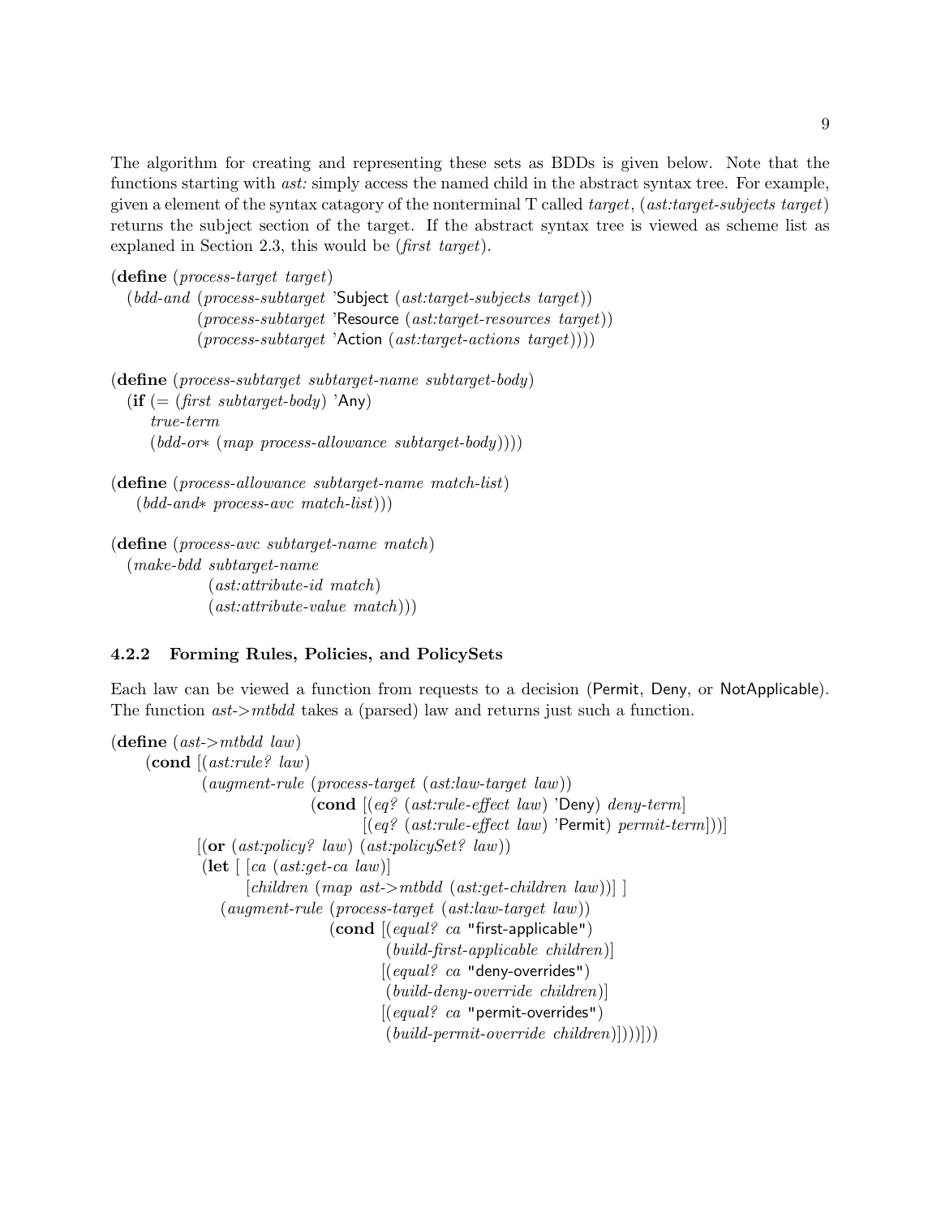The algorithm for creating and representing these sets as BDDs is given below. Note that the functions starting with *ast:* simply access the named child in the abstract syntax tree. For example, given a element of the syntax catagory of the nonterminal T called *target*, (*ast:target-subjects target*) returns the subject section of the target. If the abstract syntax tree is viewed as scheme list as explaned in Section 2.3, this would be (*first target*).

```
(define (process-target target)
  (bdd-and (process-subtarget 'Subject (ast:target-subjects target))
           (process-subtarget 'Resource (ast:target-resources target))
           (process-subtarget 'Action (ast:target-actions target))))

(define (process-subtarget subtarget-name subtarget-body)
  (if (= (first subtarget-body) 'Any)
      true-term
      (bdd-or* (map process-allowance subtarget-body))))

(define (process-allowance subtarget-name match-list)
   (bdd-and* process-avc match-list)))

(define (process-avc subtarget-name match)
  (make-bdd subtarget-name
            (ast:attribute-id match)
            (ast:attribute-value match)))
```

### 4.2.2 Forming Rules, Policies, and PolicySets

Each law can be viewed a function from requests to a decision (Permit, Deny, or NotApplicable). The function *ast->mtbdd* takes a (parsed) law and returns just such a function.

```
(define (ast->mtbdd law)
    (cond [(ast:rule? law)
           (augment-rule (process-target (ast:law-target law))
                         (cond [(eq? (ast:rule-effect law) 'Deny) deny-term]
                               [(eq? (ast:rule-effect law) 'Permit) permit-term]))]
          [(or (ast:policy? law) (ast:policySet? law))
           (let [ [ca (ast:get-ca law)]
                  [children (map ast->mtbdd (ast:get-children law))] ]
             (augment-rule (process-target (ast:law-target law))
                           (cond [(equal? ca "first-applicable")
                                  (build-first-applicable children)]
                                 [(equal? ca "deny-overrides")
                                  (build-deny-override children)]
                                 [(equal? ca "permit-overrides")
                                  (build-permit-override children)])))]))
```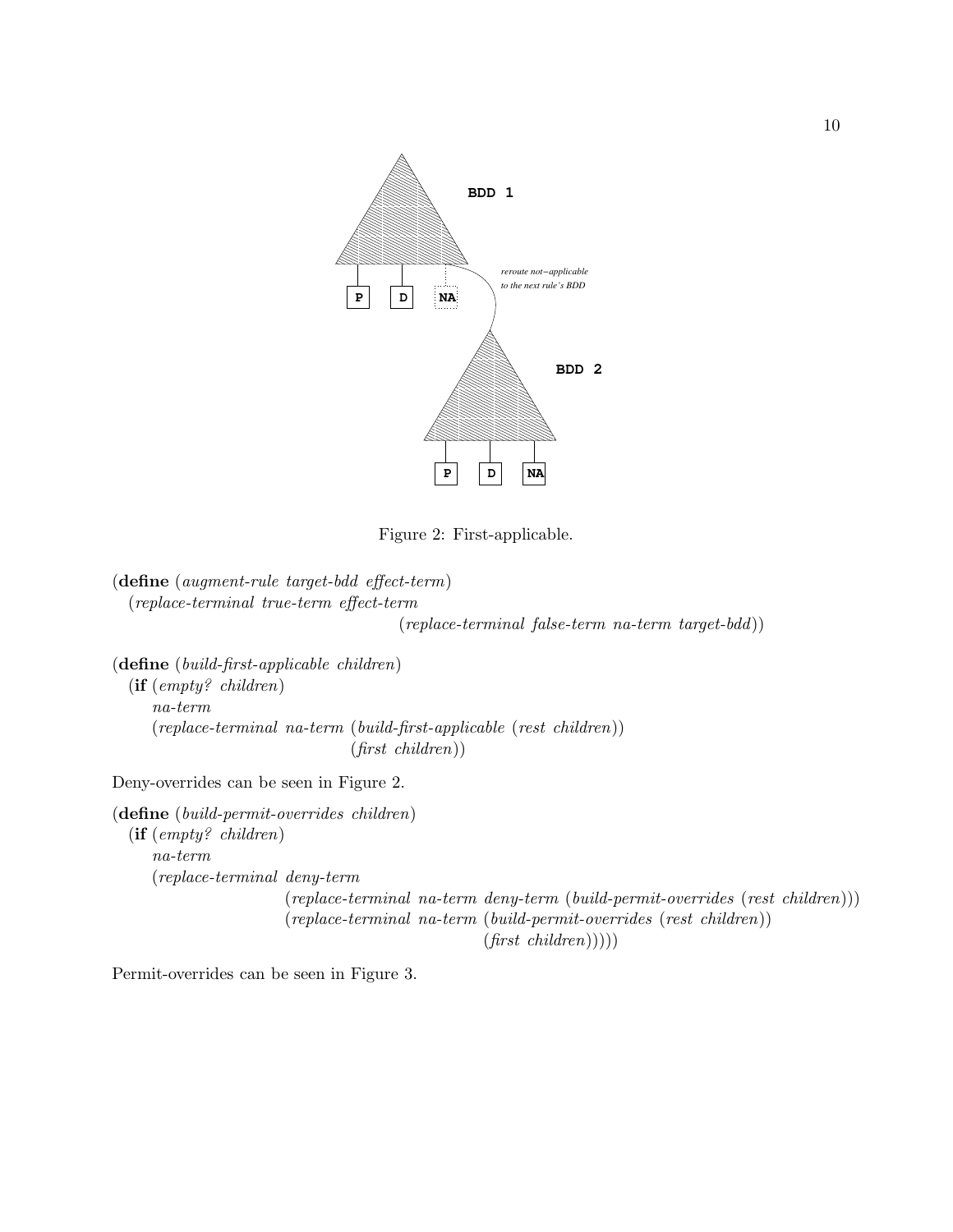Figure 2: First-applicable.

```
(define (augment-rule target-bdd effect-term)
  (replace-terminal true-term effect-term
                    (replace-terminal false-term na-term target-bdd))

(define (build-first-applicable children)
  (if (empty? children)
      na-term
      (replace-terminal na-term (build-first-applicable (rest children))
                        (first children))
```

Deny-overrides can be seen in Figure 2.

```
(define (build-permit-overrides children)
  (if (empty? children)
      na-term
      (replace-terminal deny-term
                        (replace-terminal na-term deny-term (build-permit-overrides (rest children)))
                        (replace-terminal na-term (build-permit-overrides (rest children))
                                          (first children)))))
```

Permit-overrides can be seen in Figure 3.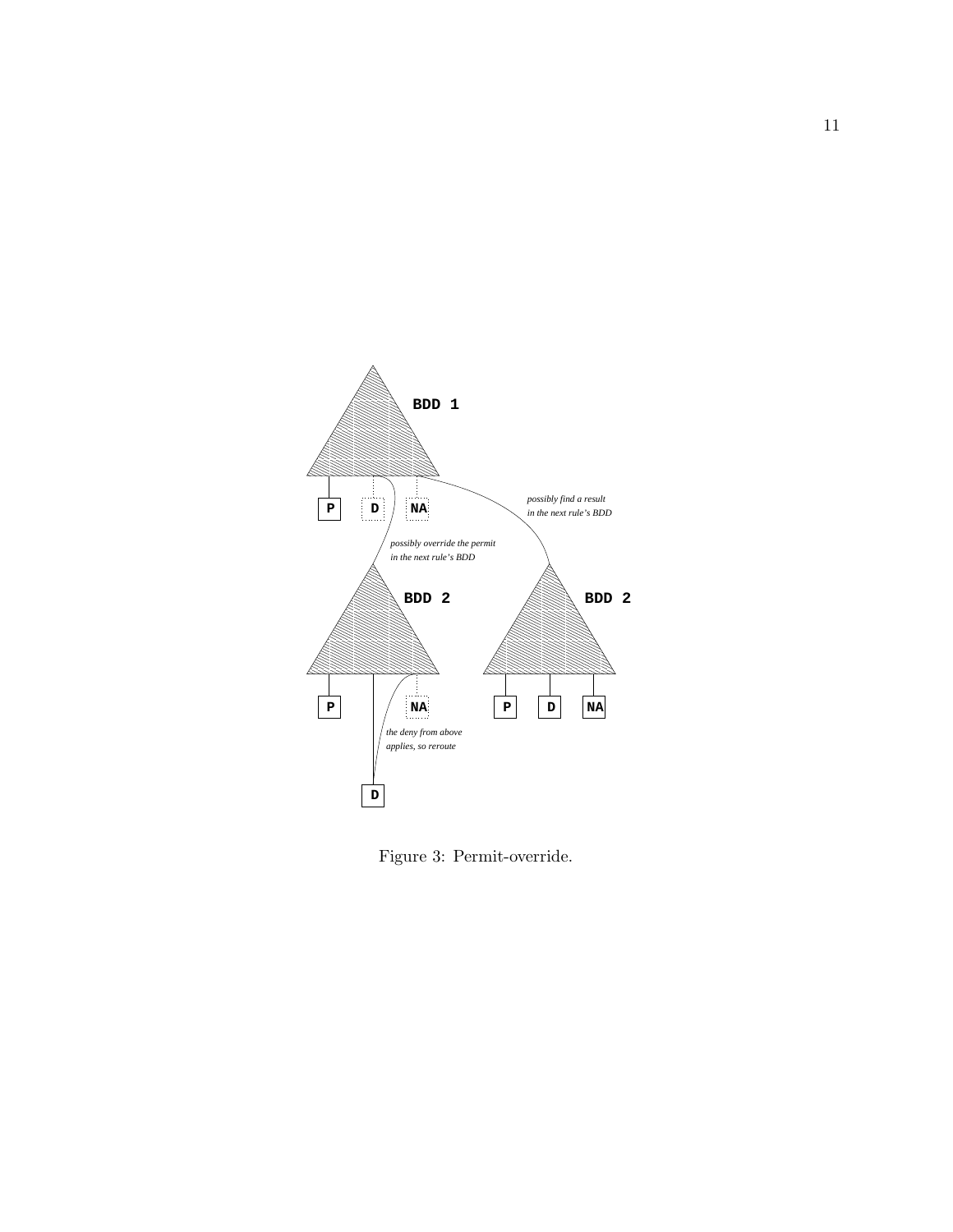Figure 3: Permit-override.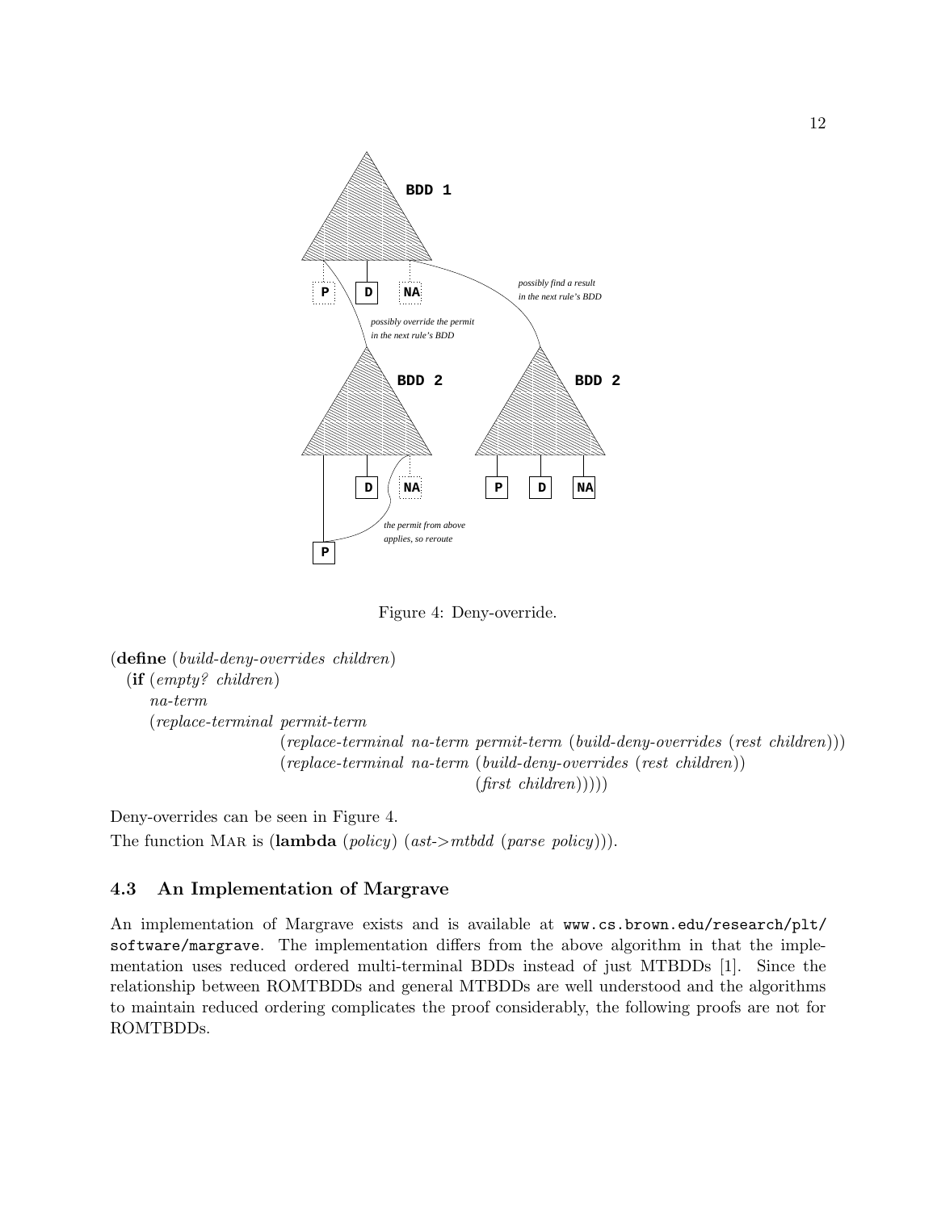Figure 4: Deny-override.

```
(define (build-deny-overrides children)
  (if (empty? children)
      na-term
      (replace-terminal permit-term
                        (replace-terminal na-term permit-term (build-deny-overrides (rest children)))
                        (replace-terminal na-term (build-deny-overrides (rest children))
                                          (first children)))))
```

Deny-overrides can be seen in Figure 4.

The function MAR is (**lambda** (*policy*) (*ast->mtbdd* (*parse policy*))).

### 4.3 An Implementation of Margrave

An implementation of Margrave exists and is available at www.cs.brown.edu/research/plt/software/margrave. The implementation differs from the above algorithm in that the implementation uses reduced ordered multi-terminal BDDs instead of just MTBDDs [1]. Since the relationship between ROMTBDDs and general MTBDDs are well understood and the algorithms to maintain reduced ordering complicates the proof considerably, the following proofs are not for ROMTBDDs.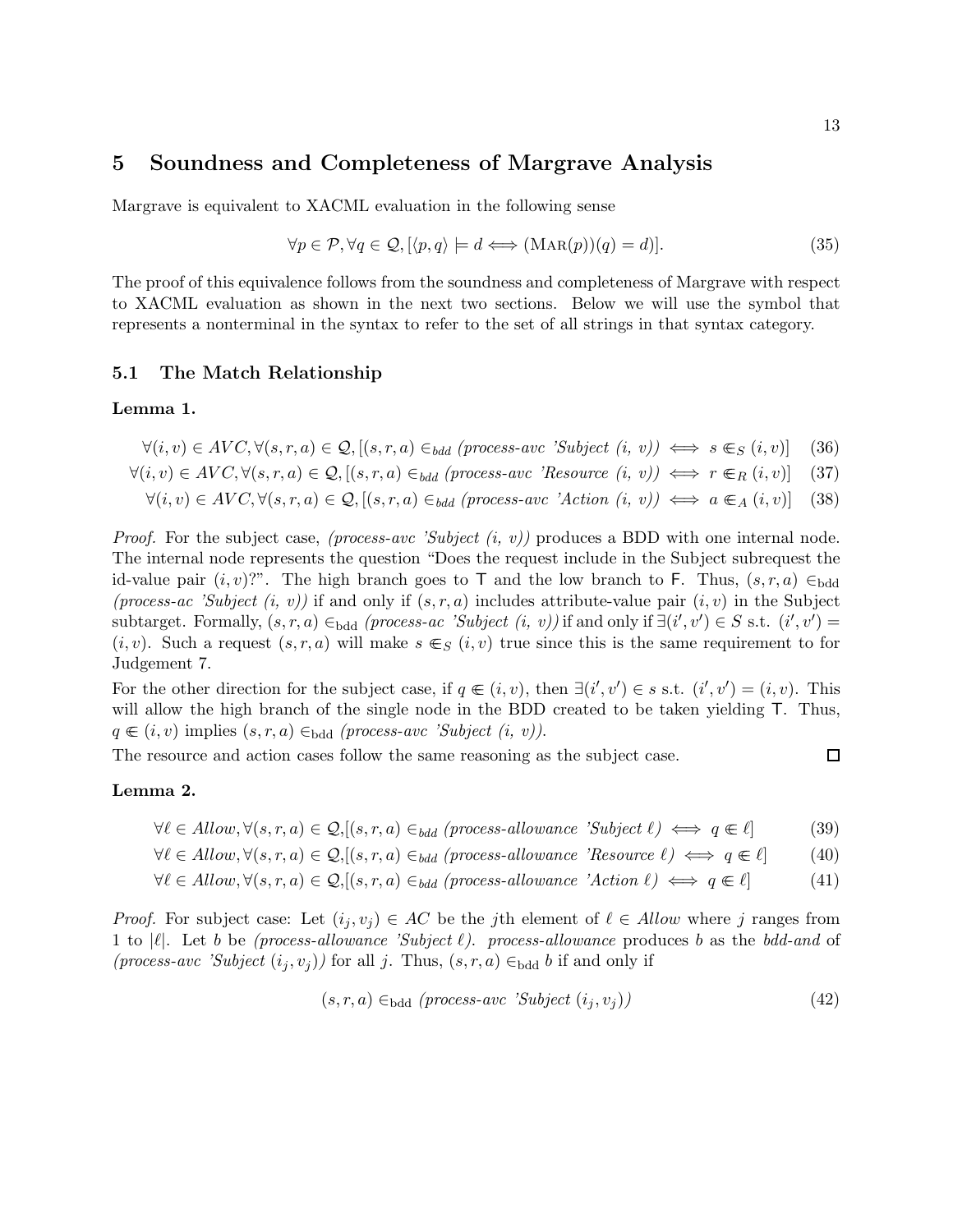## 5 Soundness and Completeness of Margrave Analysis

Margrave is equivalent to XACML evaluation in the following sense

$$\forall p \in \mathcal{P}, \forall q \in \mathcal{Q}, [\langle p, q \rangle \models d \Longleftrightarrow (\textsc{Mar}(p))(q) = d)]. \tag{35}$$

The proof of this equivalence follows from the soundness and completeness of Margrave with respect to XACML evaluation as shown in the next two sections. Below we will use the symbol that represents a nonterminal in the syntax to refer to the set of all strings in that syntax category.

### 5.1 The Match Relationship

**Lemma 1.**

$$\forall (i, v) \in AVC, \forall (s, r, a) \in \mathcal{Q}, [(s, r, a) \in_{bdd} \textit{(process-avc 'Subject (i, v))} \iff s \Subset_S (i, v)] \tag{36}$$

$$\forall (i, v) \in AVC, \forall (s, r, a) \in \mathcal{Q}, [(s, r, a) \in_{bdd} \textit{(process-avc 'Resource (i, v))} \iff r \Subset_R (i, v)] \tag{37}$$

$$\forall (i, v) \in AVC, \forall (s, r, a) \in \mathcal{Q}, [(s, r, a) \in_{bdd} \textit{(process-avc 'Action (i, v))} \iff a \Subset_A (i, v)] \tag{38}$$

*Proof.* For the subject case, *(process-avc 'Subject (i, v))* produces a BDD with one internal node. The internal node represents the question "Does the request include in the Subject subrequest the id-value pair $(i, v)$?". The high branch goes to $\mathsf{T}$ and the low branch to $\mathsf{F}$. Thus, $(s, r, a) \in_{\text{bdd}}$ *(process-ac 'Subject (i, v))* if and only if $(s, r, a)$ includes attribute-value pair $(i, v)$ in the Subject subtarget. Formally, $(s, r, a) \in_{\text{bdd}}$ *(process-ac 'Subject (i, v))* if and only if $\exists (i', v') \in S$ s.t. $(i', v') = (i, v)$. Such a request $(s, r, a)$ will make $s \Subset_S (i, v)$ true since this is the same requirement to for Judgement 7.

For the other direction for the subject case, if $q \Subset (i, v)$, then $\exists (i', v') \in s$ s.t. $(i', v') = (i, v)$. This will allow the high branch of the single node in the BDD created to be taken yielding $\mathsf{T}$. Thus, $q \Subset (i, v)$ implies $(s, r, a) \in_{\text{bdd}}$ *(process-avc 'Subject (i, v))*.

The resource and action cases follow the same reasoning as the subject case. □

**Lemma 2.**

$$\forall \ell \in \textit{Allow}, \forall (s, r, a) \in \mathcal{Q}, [(s, r, a) \in_{bdd} \textit{(process-allowance 'Subject } \ell) \iff q \Subset \ell] \tag{39}$$

$$\forall \ell \in \textit{Allow}, \forall (s, r, a) \in \mathcal{Q}, [(s, r, a) \in_{bdd} \textit{(process-allowance 'Resource } \ell) \iff q \Subset \ell] \tag{40}$$

$$\forall \ell \in \textit{Allow}, \forall (s, r, a) \in \mathcal{Q}, [(s, r, a) \in_{bdd} \textit{(process-allowance 'Action } \ell) \iff q \Subset \ell] \tag{41}$$

*Proof.* For subject case: Let $(i_j, v_j) \in AC$ be the $j$th element of $\ell \in \textit{Allow}$ where $j$ ranges from 1 to $|\ell|$. Let $b$ be *(process-allowance 'Subject* $\ell$*)*. *process-allowance* produces $b$ as the *bdd-and* of *(process-avc 'Subject* $(i_j, v_j)$*)* for all $j$. Thus, $(s, r, a) \in_{\text{bdd}} b$ if and only if

$$(s, r, a) \in_{\text{bdd}} \textit{(process-avc 'Subject } (i_j, v_j)) \tag{42}$$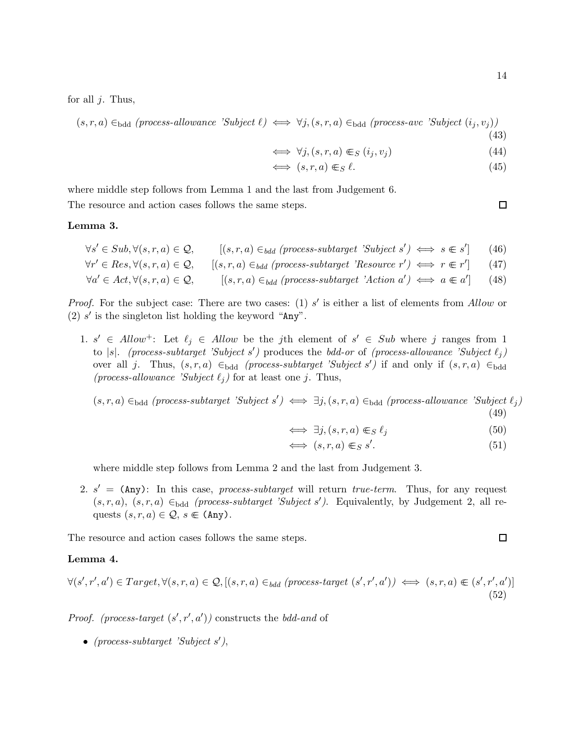for all $j$. Thus,

$$(s,r,a) \in_{\text{bdd}} \textit{(process-allowance 'Subject } \ell\textit{)} \iff \forall j, (s,r,a) \in_{\text{bdd}} \textit{(process-avc 'Subject } (i_j, v_j)\textit{)} \tag{43}$$

$$\iff \forall j, (s,r,a) \Subset_S (i_j, v_j) \tag{44}$$

$$\iff (s,r,a) \Subset_S \ell. \tag{45}$$

where middle step follows from Lemma 1 and the last from Judgement 6.
The resource and action cases follows the same steps. □

**Lemma 3.**

$$\forall s' \in Sub, \forall (s,r,a) \in \mathcal{Q}, \qquad [(s,r,a) \in_{bdd} \textit{(process-subtarget 'Subject } s'\textit{)} \iff s \Subset s'] \tag{46}$$

$$\forall r' \in Res, \forall (s,r,a) \in \mathcal{Q}, \qquad [(s,r,a) \in_{bdd} \textit{(process-subtarget 'Resource } r'\textit{)} \iff r \Subset r'] \tag{47}$$

$$\forall a' \in Act, \forall (s,r,a) \in \mathcal{Q}, \qquad [(s,r,a) \in_{bdd} \textit{(process-subtarget 'Action } a'\textit{)} \iff a \Subset a'] \tag{48}$$

*Proof.* For the subject case: There are two cases: (1) $s'$ is either a list of elements from *Allow* or (2) $s'$ is the singleton list holding the keyword "`Any`".

1. $s' \in Allow^+$: Let $\ell_j \in Allow$ be the $j$th element of $s' \in Sub$ where $j$ ranges from 1 to $|s|$. *(process-subtarget 'Subject $s'$)* produces the *bdd-or* of *(process-allowance 'Subject $\ell_j$)* over all $j$. Thus, $(s,r,a) \in_{\text{bdd}}$ *(process-subtarget 'Subject $s'$)* if and only if $(s,r,a) \in_{\text{bdd}}$ *(process-allowance 'Subject $\ell_j$)* for at least one $j$. Thus,

$$(s,r,a) \in_{\text{bdd}} \textit{(process-subtarget 'Subject } s'\textit{)} \iff \exists j, (s,r,a) \in_{\text{bdd}} \textit{(process-allowance 'Subject } \ell_j\textit{)} \tag{49}$$

$$\iff \exists j, (s,r,a) \Subset_S \ell_j \tag{50}$$

$$\iff (s,r,a) \Subset_S s'. \tag{51}$$

   where middle step follows from Lemma 2 and the last from Judgement 3.

2. $s' =$ `(Any)`: In this case, *process-subtarget* will return *true-term*. Thus, for any request $(s,r,a)$, $(s,r,a) \in_{\text{bdd}}$ *(process-subtarget 'Subject $s'$)*. Equivalently, by Judgement 2, all requests $(s,r,a) \in \mathcal{Q}$, $s \Subset$ `(Any)`.

The resource and action cases follows the same steps. □

**Lemma 4.**

$$\forall (s',r',a') \in Target, \forall (s,r,a) \in \mathcal{Q}, [(s,r,a) \in_{bdd} \textit{(process-target } (s',r',a')\textit{)} \iff (s,r,a) \Subset (s',r',a')] \tag{52}$$

*Proof.* *(process-target $(s',r',a')$)* constructs the *bdd-and* of

- *(process-subtarget 'Subject $s'$)*,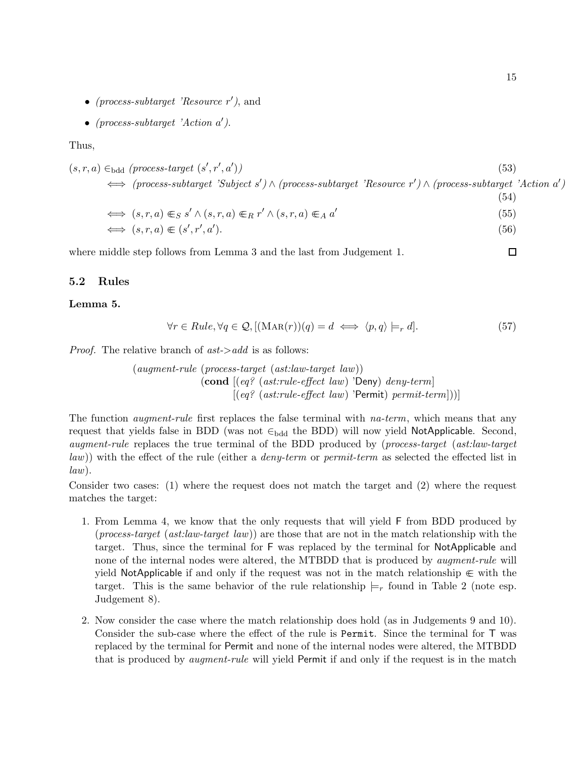- *(process-subtarget 'Resource $r'$)*, and
- *(process-subtarget 'Action $a'$)*.

Thus,

$$
\begin{aligned}
(s,r,a) &\in_{\text{bdd}} \textit{(process-target } (s',r',a')\textit{)} && (53)\\
&\iff \textit{(process-subtarget 'Subject } s'\textit{)} \wedge \textit{(process-subtarget 'Resource } r'\textit{)} \wedge \textit{(process-subtarget 'Action } a'\textit{)} && (54)\\
&\iff (s,r,a) \Subset_S s' \wedge (s,r,a) \Subset_R r' \wedge (s,r,a) \Subset_A a' && (55)\\
&\iff (s,r,a) \Subset (s',r',a'). && (56)
\end{aligned}
$$

where middle step follows from Lemma 3 and the last from Judgement 1. □

## 5.2 Rules

**Lemma 5.**

$$\forall r \in \mathit{Rule}, \forall q \in \mathcal{Q}, [(\text{MAR}(r))(q) = d \iff \langle p, q\rangle \models_r d]. \tag{57}$$

*Proof.* The relative branch of *ast->add* is as follows:

```
(augment-rule (process-target (ast:law-target law))
              (cond [(eq? (ast:rule-effect law) 'Deny) deny-term]
                    [(eq? (ast:rule-effect law) 'Permit) permit-term]))]
```

The function *augment-rule* first replaces the false terminal with *na-term*, which means that any request that yields false in BDD (was not $\in_{\text{bdd}}$ the BDD) will now yield NotApplicable. Second, *augment-rule* replaces the true terminal of the BDD produced by (*process-target* (*ast:law-target law*)) with the effect of the rule (either a *deny-term* or *permit-term* as selected the effected list in *law*).

Consider two cases: (1) where the request does not match the target and (2) where the request matches the target:

1. From Lemma 4, we know that the only requests that will yield F from BDD produced by (*process-target* (*ast:law-target law*)) are those that are not in the match relationship with the target. Thus, since the terminal for F was replaced by the terminal for NotApplicable and none of the internal nodes were altered, the MTBDD that is produced by *augment-rule* will yield NotApplicable if and only if the request was not in the match relationship $\Subset$ with the target. This is the same behavior of the rule relationship $\models_r$ found in Table 2 (note esp. Judgement 8).

2. Now consider the case where the match relationship does hold (as in Judgements 9 and 10). Consider the sub-case where the effect of the rule is `Permit`. Since the terminal for T was replaced by the terminal for Permit and none of the internal nodes were altered, the MTBDD that is produced by *augment-rule* will yield Permit if and only if the request is in the match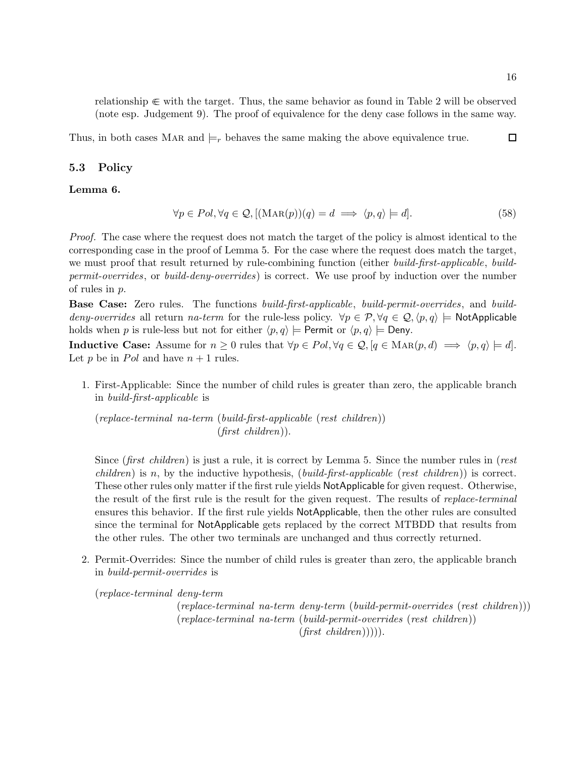relationship $\Subset$ with the target. Thus, the same behavior as found in Table 2 will be observed (note esp. Judgement 9). The proof of equivalence for the deny case follows in the same way.

Thus, in both cases Mar and $\models_r$ behaves the same making the above equivalence true. $\square$

### 5.3 Policy

**Lemma 6.**

$$\forall p \in Pol, \forall q \in \mathcal{Q}, [(\textsc{Mar}(p))(q) = d \implies \langle p, q\rangle \models d]. \tag{58}$$

*Proof.* The case where the request does not match the target of the policy is almost identical to the corresponding case in the proof of Lemma 5. For the case where the request does match the target, we must proof that result returned by rule-combining function (either *build-first-applicable*, *build-permit-overrides*, or *build-deny-overrides*) is correct. We use proof by induction over the number of rules in $p$.

**Base Case:** Zero rules. The functions *build-first-applicable*, *build-permit-overrides*, and *build-deny-overrides* all return *na-term* for the rule-less policy. $\forall p \in \mathcal{P}, \forall q \in \mathcal{Q}, \langle p, q\rangle \models \mathsf{NotApplicable}$ holds when $p$ is rule-less but not for either $\langle p, q\rangle \models \mathsf{Permit}$ or $\langle p, q\rangle \models \mathsf{Deny}$.

**Inductive Case:** Assume for $n \geq 0$ rules that $\forall p \in Pol, \forall q \in \mathcal{Q}, [q \in \textsc{Mar}(p, d) \implies \langle p, q\rangle \models d]$. Let $p$ be in $Pol$ and have $n+1$ rules.

1. First-Applicable: Since the number of child rules is greater than zero, the applicable branch in *build-first-applicable* is

   (*replace-terminal na-term* (*build-first-applicable* (*rest children*))
   (*first children*)).

   Since (*first children*) is just a rule, it is correct by Lemma 5. Since the number rules in (*rest children*) is $n$, by the inductive hypothesis, (*build-first-applicable* (*rest children*)) is correct. These other rules only matter if the first rule yields NotApplicable for given request. Otherwise, the result of the first rule is the result for the given request. The results of *replace-terminal* ensures this behavior. If the first rule yields NotApplicable, then the other rules are consulted since the terminal for NotApplicable gets replaced by the correct MTBDD that results from the other rules. The other two terminals are unchanged and thus correctly returned.

2. Permit-Overrides: Since the number of child rules is greater than zero, the applicable branch in *build-permit-overrides* is

   (*replace-terminal deny-term*
   (*replace-terminal na-term deny-term* (*build-permit-overrides* (*rest children*)))
   (*replace-terminal na-term* (*build-permit-overrides* (*rest children*))
   (*first children*))))).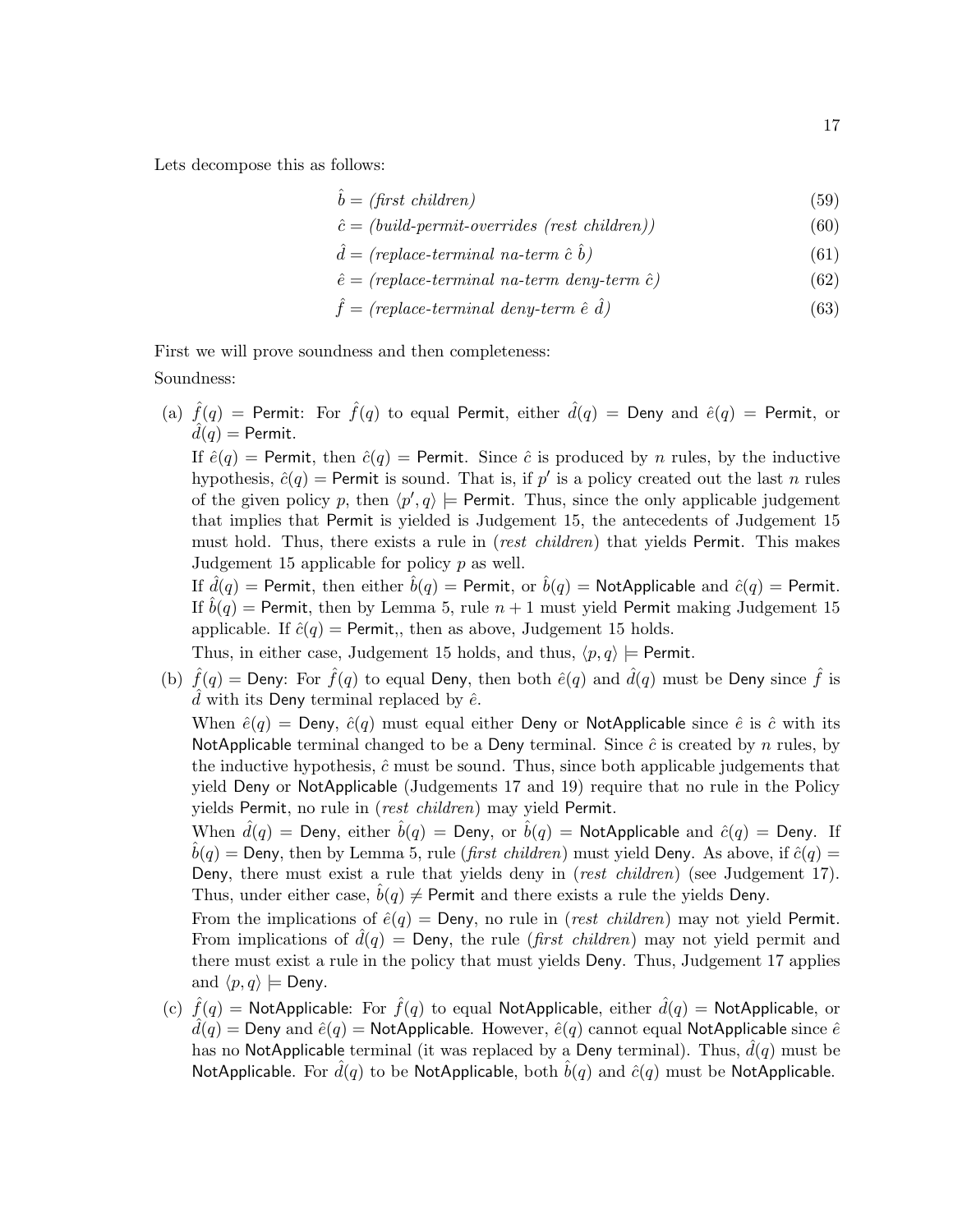Lets decompose this as follows:

$$\hat{b} = \textit{(first children)} \tag{59}$$

$$\hat{c} = \textit{(build-permit-overrides (rest children))} \tag{60}$$

$$\hat{d} = \textit{(replace-terminal na-term } \hat{c}\ \hat{b}\textit{)} \tag{61}$$

$$\hat{e} = \textit{(replace-terminal na-term deny-term } \hat{c}\textit{)} \tag{62}$$

$$\hat{f} = \textit{(replace-terminal deny-term } \hat{e}\ \hat{d}\textit{)} \tag{63}$$

First we will prove soundness and then completeness:

Soundness:

(a) $\hat{f}(q) = \mathsf{Permit}$: For $\hat{f}(q)$ to equal Permit, either $\hat{d}(q) = \mathsf{Deny}$ and $\hat{e}(q) = \mathsf{Permit}$, or $\hat{d}(q) = \mathsf{Permit}$.

If $\hat{e}(q) = \mathsf{Permit}$, then $\hat{c}(q) = \mathsf{Permit}$. Since $\hat{c}$ is produced by $n$ rules, by the inductive hypothesis, $\hat{c}(q) = \mathsf{Permit}$ is sound. That is, if $p'$ is a policy created out the last $n$ rules of the given policy $p$, then $\langle p', q \rangle \models \mathsf{Permit}$. Thus, since the only applicable judgement that implies that Permit is yielded is Judgement 15, the antecedents of Judgement 15 must hold. Thus, there exists a rule in (*rest children*) that yields Permit. This makes Judgement 15 applicable for policy $p$ as well.

If $\hat{d}(q) = \mathsf{Permit}$, then either $\hat{b}(q) = \mathsf{Permit}$, or $\hat{b}(q) = \mathsf{NotApplicable}$ and $\hat{c}(q) = \mathsf{Permit}$. If $\hat{b}(q) = \mathsf{Permit}$, then by Lemma 5, rule $n+1$ must yield Permit making Judgement 15 applicable. If $\hat{c}(q) = \mathsf{Permit}$,, then as above, Judgement 15 holds.

Thus, in either case, Judgement 15 holds, and thus, $\langle p, q \rangle \models \mathsf{Permit}$.

(b) $\hat{f}(q) = \mathsf{Deny}$: For $\hat{f}(q)$ to equal Deny, then both $\hat{e}(q)$ and $\hat{d}(q)$ must be Deny since $\hat{f}$ is $\hat{d}$ with its Deny terminal replaced by $\hat{e}$.

When $\hat{e}(q) = \mathsf{Deny}$, $\hat{c}(q)$ must equal either Deny or NotApplicable since $\hat{e}$ is $\hat{c}$ with its NotApplicable terminal changed to be a Deny terminal. Since $\hat{c}$ is created by $n$ rules, by the inductive hypothesis, $\hat{c}$ must be sound. Thus, since both applicable judgements that yield Deny or NotApplicable (Judgements 17 and 19) require that no rule in the Policy yields Permit, no rule in (*rest children*) may yield Permit.

When $\hat{d}(q) = \mathsf{Deny}$, either $\hat{b}(q) = \mathsf{Deny}$, or $\hat{b}(q) = \mathsf{NotApplicable}$ and $\hat{c}(q) = \mathsf{Deny}$. If $\hat{b}(q) = \mathsf{Deny}$, then by Lemma 5, rule (*first children*) must yield Deny. As above, if $\hat{c}(q) = \mathsf{Deny}$, there must exist a rule that yields deny in (*rest children*) (see Judgement 17). Thus, under either case, $\hat{b}(q) \neq \mathsf{Permit}$ and there exists a rule the yields Deny.

From the implications of $\hat{e}(q) = \mathsf{Deny}$, no rule in (*rest children*) may not yield Permit. From implications of $\hat{d}(q) = \mathsf{Deny}$, the rule (*first children*) may not yield permit and there must exist a rule in the policy that must yields Deny. Thus, Judgement 17 applies and $\langle p, q \rangle \models \mathsf{Deny}$.

(c) $\hat{f}(q) = \mathsf{NotApplicable}$: For $\hat{f}(q)$ to equal NotApplicable, either $\hat{d}(q) = \mathsf{NotApplicable}$, or $\hat{d}(q) = \mathsf{Deny}$ and $\hat{e}(q) = \mathsf{NotApplicable}$. However, $\hat{e}(q)$ cannot equal NotApplicable since $\hat{e}$ has no NotApplicable terminal (it was replaced by a Deny terminal). Thus, $\hat{d}(q)$ must be NotApplicable. For $\hat{d}(q)$ to be NotApplicable, both $\hat{b}(q)$ and $\hat{c}(q)$ must be NotApplicable.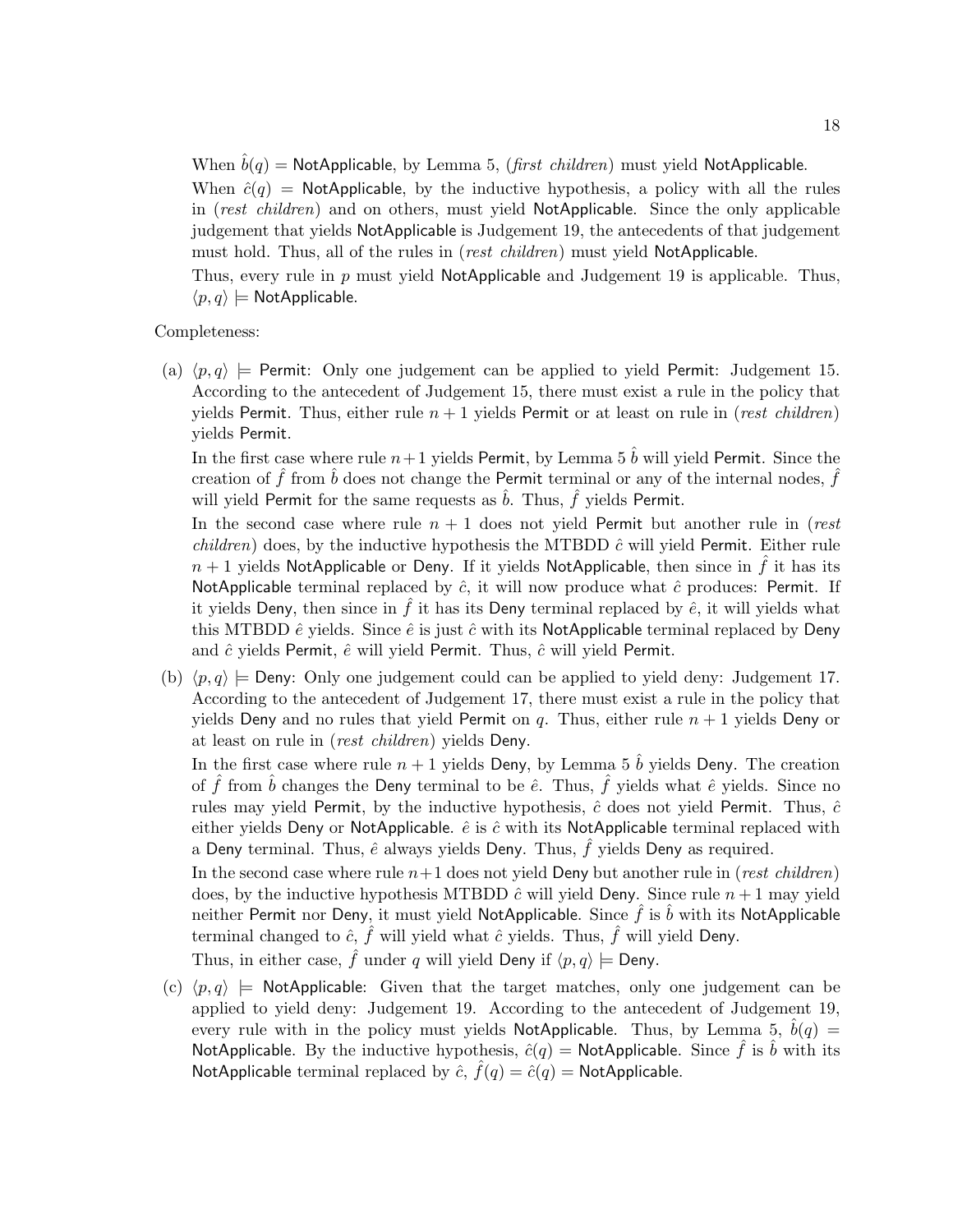When $\hat{b}(q) = \mathsf{NotApplicable}$, by Lemma 5, (*first children*) must yield NotApplicable.

When $\hat{c}(q) = \mathsf{NotApplicable}$, by the inductive hypothesis, a policy with all the rules in (*rest children*) and on others, must yield NotApplicable. Since the only applicable judgement that yields NotApplicable is Judgement 19, the antecedents of that judgement must hold. Thus, all of the rules in (*rest children*) must yield NotApplicable.

Thus, every rule in $p$ must yield NotApplicable and Judgement 19 is applicable. Thus, $\langle p, q \rangle \models \mathsf{NotApplicable}$.

Completeness:

(a) $\langle p, q \rangle \models \mathsf{Permit}$: Only one judgement can be applied to yield Permit: Judgement 15. According to the antecedent of Judgement 15, there must exist a rule in the policy that yields Permit. Thus, either rule $n+1$ yields Permit or at least on rule in (*rest children*) yields Permit.

In the first case where rule $n+1$ yields Permit, by Lemma 5 $\hat{b}$ will yield Permit. Since the creation of $\hat{f}$ from $\hat{b}$ does not change the Permit terminal or any of the internal nodes, $\hat{f}$ will yield Permit for the same requests as $\hat{b}$. Thus, $\hat{f}$ yields Permit.

In the second case where rule $n+1$ does not yield Permit but another rule in (*rest children*) does, by the inductive hypothesis the MTBDD $\hat{c}$ will yield Permit. Either rule $n+1$ yields NotApplicable or Deny. If it yields NotApplicable, then since in $\hat{f}$ it has its NotApplicable terminal replaced by $\hat{c}$, it will now produce what $\hat{c}$ produces: Permit. If it yields Deny, then since in $\hat{f}$ it has its Deny terminal replaced by $\hat{e}$, it will yields what this MTBDD $\hat{e}$ yields. Since $\hat{e}$ is just $\hat{c}$ with its NotApplicable terminal replaced by Deny and $\hat{c}$ yields Permit, $\hat{e}$ will yield Permit. Thus, $\hat{c}$ will yield Permit.

(b) $\langle p, q \rangle \models \mathsf{Deny}$: Only one judgement could can be applied to yield deny: Judgement 17. According to the antecedent of Judgement 17, there must exist a rule in the policy that yields Deny and no rules that yield Permit on $q$. Thus, either rule $n+1$ yields Deny or at least on rule in (*rest children*) yields Deny.

In the first case where rule $n+1$ yields Deny, by Lemma 5 $\hat{b}$ yields Deny. The creation of $\hat{f}$ from $\hat{b}$ changes the Deny terminal to be $\hat{e}$. Thus, $\hat{f}$ yields what $\hat{e}$ yields. Since no rules may yield Permit, by the inductive hypothesis, $\hat{c}$ does not yield Permit. Thus, $\hat{c}$ either yields Deny or NotApplicable. $\hat{e}$ is $\hat{c}$ with its NotApplicable terminal replaced with a Deny terminal. Thus, $\hat{e}$ always yields Deny. Thus, $\hat{f}$ yields Deny as required.

In the second case where rule $n+1$ does not yield Deny but another rule in (*rest children*) does, by the inductive hypothesis MTBDD $\hat{c}$ will yield Deny. Since rule $n+1$ may yield neither Permit nor Deny, it must yield NotApplicable. Since $\hat{f}$ is $\hat{b}$ with its NotApplicable terminal changed to $\hat{c}$, $\hat{f}$ will yield what $\hat{c}$ yields. Thus, $\hat{f}$ will yield Deny.

Thus, in either case, $\hat{f}$ under $q$ will yield Deny if $\langle p, q \rangle \models \mathsf{Deny}$.

(c) $\langle p, q \rangle \models \mathsf{NotApplicable}$: Given that the target matches, only one judgement can be applied to yield deny: Judgement 19. According to the antecedent of Judgement 19, every rule with in the policy must yields NotApplicable. Thus, by Lemma 5, $\hat{b}(q) = \mathsf{NotApplicable}$. By the inductive hypothesis, $\hat{c}(q) = \mathsf{NotApplicable}$. Since $\hat{f}$ is $\hat{b}$ with its NotApplicable terminal replaced by $\hat{c}$, $\hat{f}(q) = \hat{c}(q) = \mathsf{NotApplicable}$.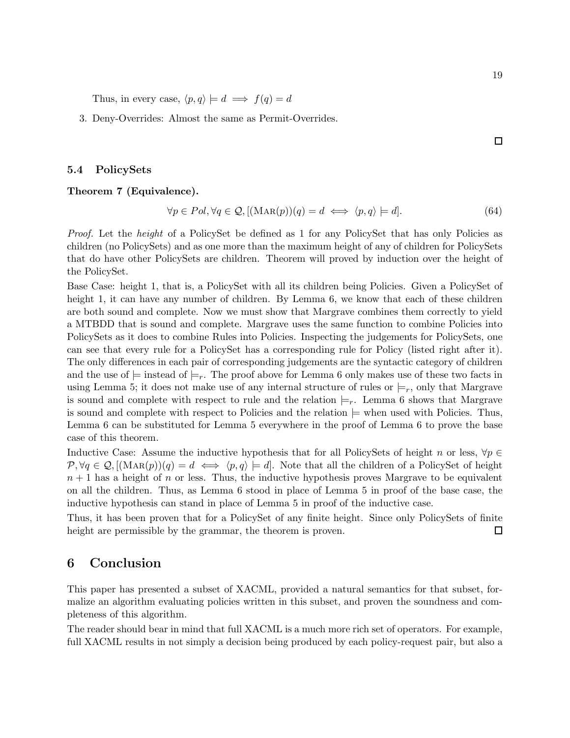Thus, in every case, $\langle p, q \rangle \models d \implies f(q) = d$

3. Deny-Overrides: Almost the same as Permit-Overrides.

□

### 5.4 PolicySets

**Theorem 7 (Equivalence).**

$$\forall p \in Pol, \forall q \in \mathcal{Q}, [(\textsc{Mar}(p))(q) = d \iff \langle p, q \rangle \models d]. \tag{64}$$

*Proof.* Let the *height* of a PolicySet be defined as 1 for any PolicySet that has only Policies as children (no PolicySets) and as one more than the maximum height of any of children for PolicySets that do have other PolicySets are children. Theorem will proved by induction over the height of the PolicySet.

Base Case: height 1, that is, a PolicySet with all its children being Policies. Given a PolicySet of height 1, it can have any number of children. By Lemma 6, we know that each of these children are both sound and complete. Now we must show that Margrave combines them correctly to yield a MTBDD that is sound and complete. Margrave uses the same function to combine Policies into PolicySets as it does to combine Rules into Policies. Inspecting the judgements for PolicySets, one can see that every rule for a PolicySet has a corresponding rule for Policy (listed right after it). The only differences in each pair of corresponding judgements are the syntactic category of children and the use of $\models$ instead of $\models_r$. The proof above for Lemma 6 only makes use of these two facts in using Lemma 5; it does not make use of any internal structure of rules or $\models_r$, only that Margrave is sound and complete with respect to rule and the relation $\models_r$. Lemma 6 shows that Margrave is sound and complete with respect to Policies and the relation $\models$ when used with Policies. Thus, Lemma 6 can be substituted for Lemma 5 everywhere in the proof of Lemma 6 to prove the base case of this theorem.

Inductive Case: Assume the inductive hypothesis that for all PolicySets of height $n$ or less, $\forall p \in \mathcal{P}, \forall q \in \mathcal{Q}, [(\textsc{Mar}(p))(q) = d \iff \langle p, q \rangle \models d]$. Note that all the children of a PolicySet of height $n + 1$ has a height of $n$ or less. Thus, the inductive hypothesis proves Margrave to be equivalent on all the children. Thus, as Lemma 6 stood in place of Lemma 5 in proof of the base case, the inductive hypothesis can stand in place of Lemma 5 in proof of the inductive case.

Thus, it has been proven that for a PolicySet of any finite height. Since only PolicySets of finite height are permissible by the grammar, the theorem is proven. □

## 6 Conclusion

This paper has presented a subset of XACML, provided a natural semantics for that subset, formalize an algorithm evaluating policies written in this subset, and proven the soundness and completeness of this algorithm.

The reader should bear in mind that full XACML is a much more rich set of operators. For example, full XACML results in not simply a decision being produced by each policy-request pair, but also a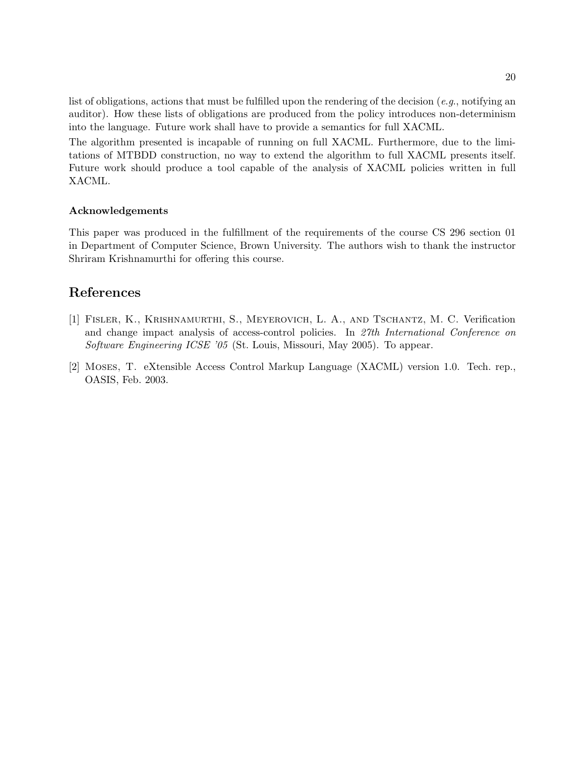list of obligations, actions that must be fulfilled upon the rendering of the decision (*e.g.*, notifying an auditor). How these lists of obligations are produced from the policy introduces non-determinism into the language. Future work shall have to provide a semantics for full XACML.

The algorithm presented is incapable of running on full XACML. Furthermore, due to the limitations of MTBDD construction, no way to extend the algorithm to full XACML presents itself. Future work should produce a tool capable of the analysis of XACML policies written in full XACML.

#### Acknowledgements

This paper was produced in the fulfillment of the requirements of the course CS 296 section 01 in Department of Computer Science, Brown University. The authors wish to thank the instructor Shriram Krishnamurthi for offering this course.

## References

[1] Fisler, K., Krishnamurthi, S., Meyerovich, L. A., and Tschantz, M. C. Verification and change impact analysis of access-control policies. In *27th International Conference on Software Engineering ICSE '05* (St. Louis, Missouri, May 2005). To appear.

[2] Moses, T. eXtensible Access Control Markup Language (XACML) version 1.0. Tech. rep., OASIS, Feb. 2003.